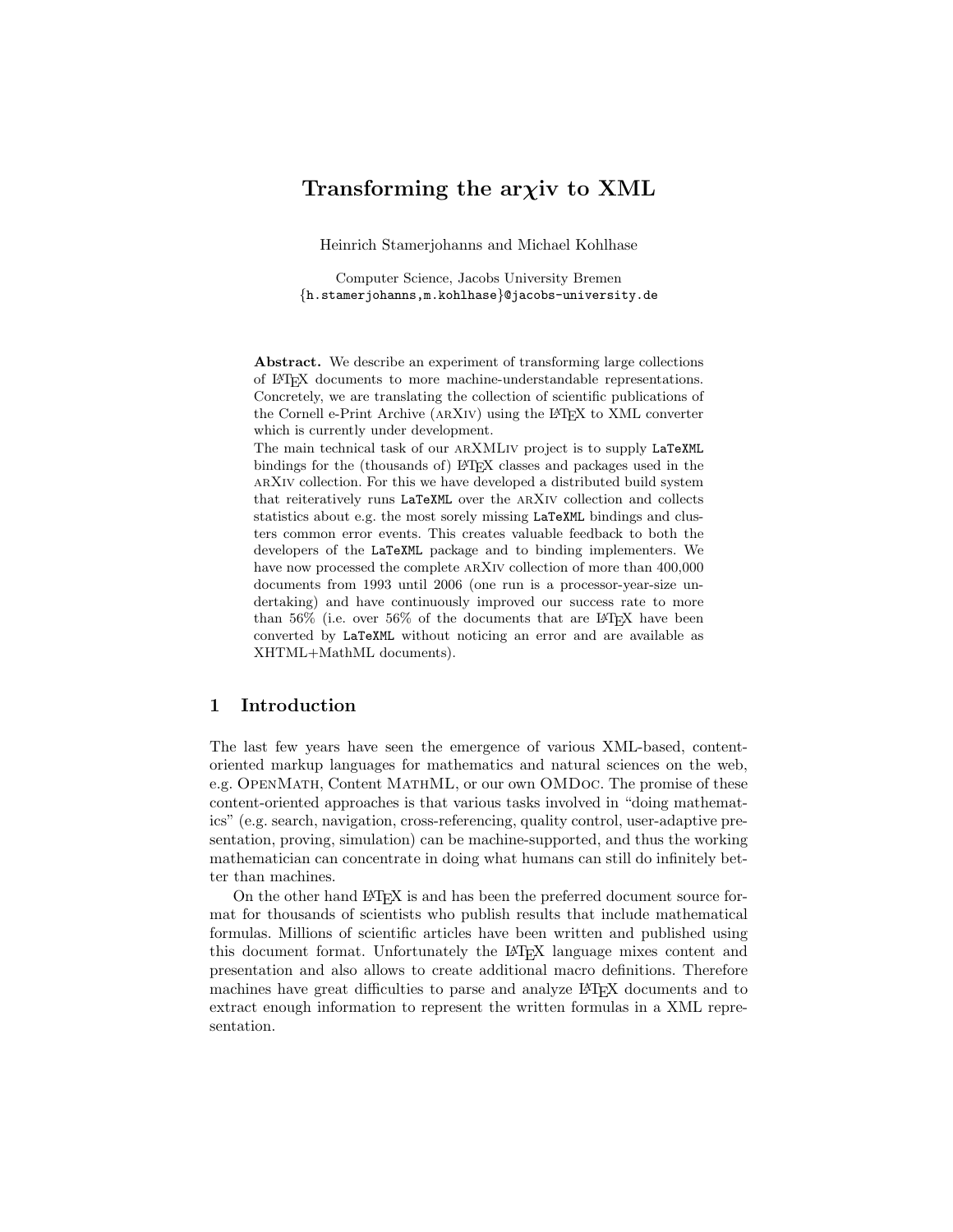# Transforming the ar$\chi$iv to XML

Heinrich Stamerjohanns and Michael Kohlhase

Computer Science, Jacobs University Bremen
{h.stamerjohanns,m.kohlhase}@jacobs-university.de

**Abstract.** We describe an experiment of transforming large collections of LaTeX documents to more machine-understandable representations. Concretely, we are translating the collection of scientific publications of the Cornell e-Print Archive (arXiv) using the LaTeX to XML converter which is currently under development.
The main technical task of our arXMLiv project is to supply `LaTeXML` bindings for the (thousands of) LaTeX classes and packages used in the arXiv collection. For this we have developed a distributed build system that reiteratively runs `LaTeXML` over the arXiv collection and collects statistics about e.g. the most sorely missing `LaTeXML` bindings and clusters common error events. This creates valuable feedback to both the developers of the `LaTeXML` package and to binding implementers. We have now processed the complete arXiv collection of more than 400,000 documents from 1993 until 2006 (one run is a processor-year-size undertaking) and have continuously improved our success rate to more than 56% (i.e. over 56% of the documents that are LaTeX have been converted by `LaTeXML` without noticing an error and are available as XHTML+MathML documents).

## 1 Introduction

The last few years have seen the emergence of various XML-based, content-oriented markup languages for mathematics and natural sciences on the web, e.g. OpenMath, Content MathML, or our own OMDoc. The promise of these content-oriented approaches is that various tasks involved in "doing mathematics" (e.g. search, navigation, cross-referencing, quality control, user-adaptive presentation, proving, simulation) can be machine-supported, and thus the working mathematician can concentrate in doing what humans can still do infinitely better than machines.

On the other hand LaTeX is and has been the preferred document source format for thousands of scientists who publish results that include mathematical formulas. Millions of scientific articles have been written and published using this document format. Unfortunately the LaTeX language mixes content and presentation and also allows to create additional macro definitions. Therefore machines have great difficulties to parse and analyze LaTeX documents and to extract enough information to represent the written formulas in a XML representation.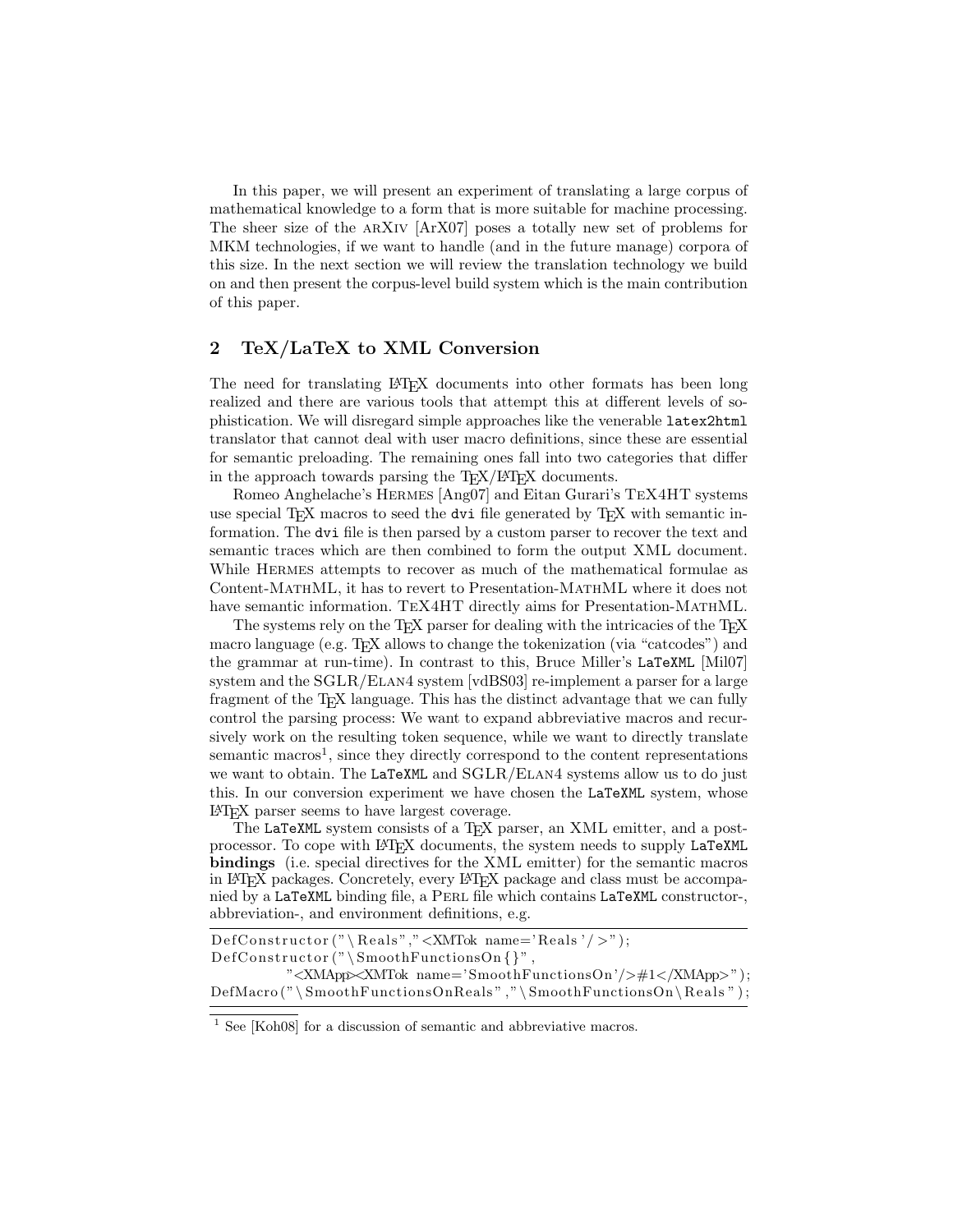In this paper, we will present an experiment of translating a large corpus of mathematical knowledge to a form that is more suitable for machine processing. The sheer size of the arXiv [ArX07] poses a totally new set of problems for MKM technologies, if we want to handle (and in the future manage) corpora of this size. In the next section we will review the translation technology we build on and then present the corpus-level build system which is the main contribution of this paper.

## 2 TeX/LaTeX to XML Conversion

The need for translating LaTeX documents into other formats has been long realized and there are various tools that attempt this at different levels of sophistication. We will disregard simple approaches like the venerable `latex2html` translator that cannot deal with user macro definitions, since these are essential for semantic preloading. The remaining ones fall into two categories that differ in the approach towards parsing the TeX/LaTeX documents.

Romeo Anghelache's Hermes [Ang07] and Eitan Gurari's TeX4HT systems use special TeX macros to seed the `dvi` file generated by TeX with semantic information. The `dvi` file is then parsed by a custom parser to recover the text and semantic traces which are then combined to form the output XML document. While Hermes attempts to recover as much of the mathematical formulae as Content-MathML, it has to revert to Presentation-MathML where it does not have semantic information. TeX4HT directly aims for Presentation-MathML.

The systems rely on the TeX parser for dealing with the intricacies of the TeX macro language (e.g. TeX allows to change the tokenization (via "catcodes") and the grammar at run-time). In contrast to this, Bruce Miller's `LaTeXML` [Mil07] system and the SGLR/Elan4 system [vdBS03] re-implement a parser for a large fragment of the TeX language. This has the distinct advantage that we can fully control the parsing process: We want to expand abbreviative macros and recursively work on the resulting token sequence, while we want to directly translate semantic macros[1], since they directly correspond to the content representations we want to obtain. The `LaTeXML` and SGLR/Elan4 systems allow us to do just this. In our conversion experiment we have chosen the `LaTeXML` system, whose LaTeX parser seems to have largest coverage.

The `LaTeXML` system consists of a TeX parser, an XML emitter, and a post-processor. To cope with LaTeX documents, the system needs to supply `LaTeXML` **bindings** (i.e. special directives for the XML emitter) for the semantic macros in LaTeX packages. Concretely, every LaTeX package and class must be accompanied by a `LaTeXML` binding file, a Perl file which contains `LaTeXML` constructor-, abbreviation-, and environment definitions, e.g.

```
DefConstructor("\Reals","<XMTok name='Reals'/>");
DefConstructor("\SmoothFunctionsOn{}",
          "<XMApp><XMTok name='SmoothFunctionsOn'/>#1</XMApp>");
DefMacro("\SmoothFunctionsOnReals","\SmoothFunctionsOn\Reals");
```

[1] See [Koh08] for a discussion of semantic and abbreviative macros.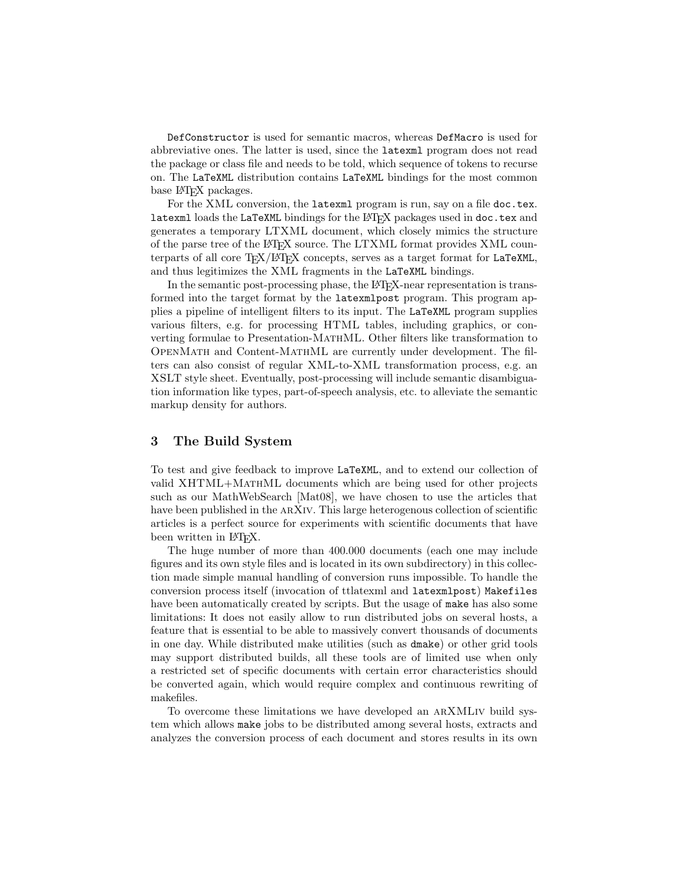`DefConstructor` is used for semantic macros, whereas `DefMacro` is used for abbreviative ones. The latter is used, since the `latexml` program does not read the package or class file and needs to be told, which sequence of tokens to recurse on. The `LaTeXML` distribution contains `LaTeXML` bindings for the most common base LaTeX packages.

For the XML conversion, the `latexml` program is run, say on a file `doc.tex`. `latexml` loads the `LaTeXML` bindings for the LaTeX packages used in `doc.tex` and generates a temporary LTXML document, which closely mimics the structure of the parse tree of the LaTeX source. The LTXML format provides XML counterparts of all core TeX/LaTeX concepts, serves as a target format for `LaTeXML`, and thus legitimizes the XML fragments in the `LaTeXML` bindings.

In the semantic post-processing phase, the LaTeX-near representation is transformed into the target format by the `latexmlpost` program. This program applies a pipeline of intelligent filters to its input. The `LaTeXML` program supplies various filters, e.g. for processing HTML tables, including graphics, or converting formulae to Presentation-MathML. Other filters like transformation to OpenMath and Content-MathML are currently under development. The filters can also consist of regular XML-to-XML transformation process, e.g. an XSLT style sheet. Eventually, post-processing will include semantic disambiguation information like types, part-of-speech analysis, etc. to alleviate the semantic markup density for authors.

## 3 The Build System

To test and give feedback to improve `LaTeXML`, and to extend our collection of valid XHTML+MathML documents which are being used for other projects such as our MathWebSearch [Mat08], we have chosen to use the articles that have been published in the arXiv. This large heterogenous collection of scientific articles is a perfect source for experiments with scientific documents that have been written in LaTeX.

The huge number of more than 400.000 documents (each one may include figures and its own style files and is located in its own subdirectory) in this collection made simple manual handling of conversion runs impossible. To handle the conversion process itself (invocation of ttlatexml and `latexmlpost`) `Makefiles` have been automatically created by scripts. But the usage of `make` has also some limitations: It does not easily allow to run distributed jobs on several hosts, a feature that is essential to be able to massively convert thousands of documents in one day. While distributed make utilities (such as `dmake`) or other grid tools may support distributed builds, all these tools are of limited use when only a restricted set of specific documents with certain error characteristics should be converted again, which would require complex and continuous rewriting of makefiles.

To overcome these limitations we have developed an arXMLiv build system which allows `make` jobs to be distributed among several hosts, extracts and analyzes the conversion process of each document and stores results in its own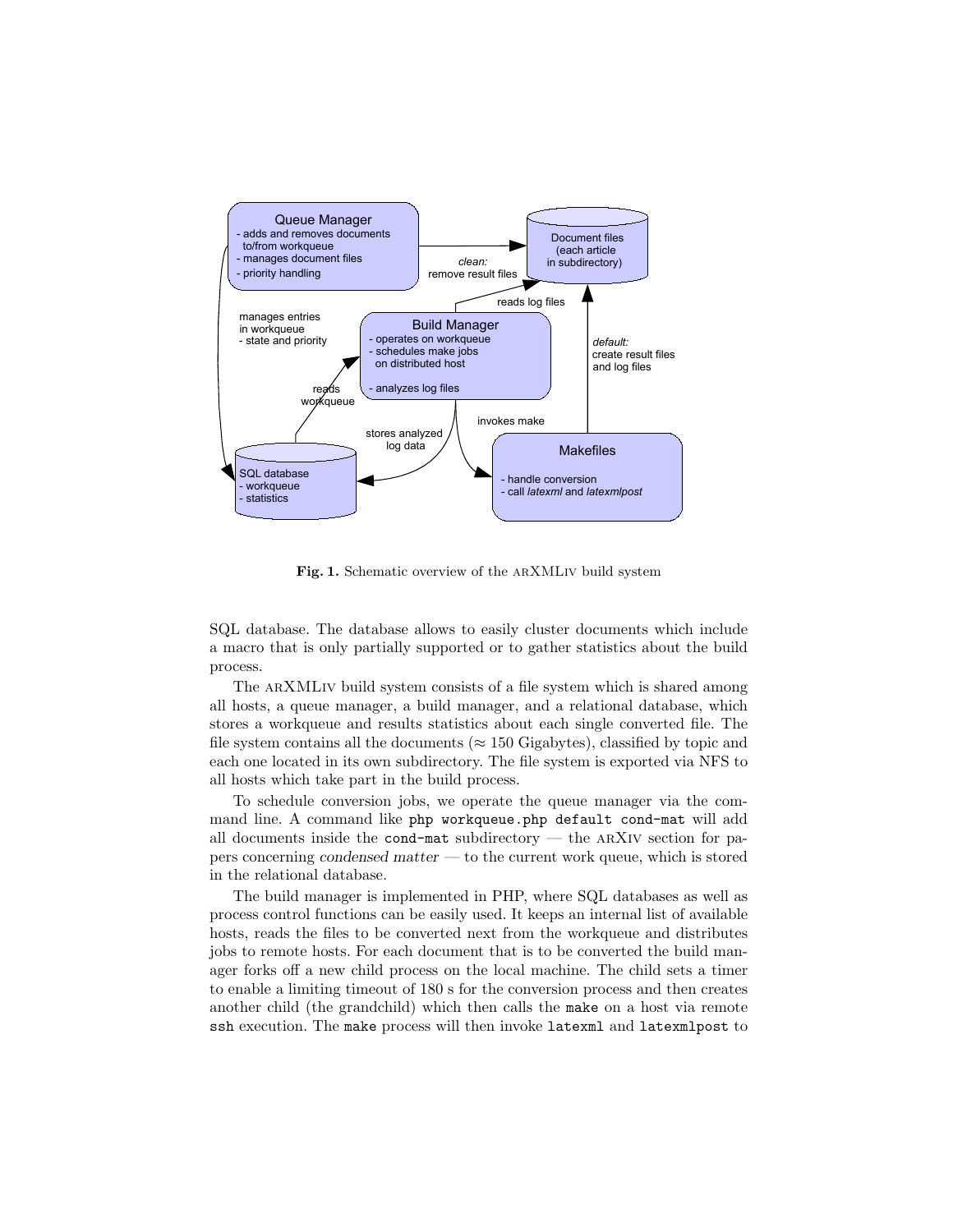**Fig. 1.** Schematic overview of the arXMLiv build system

SQL database. The database allows to easily cluster documents which include a macro that is only partially supported or to gather statistics about the build process.

The arXMLiv build system consists of a file system which is shared among all hosts, a queue manager, a build manager, and a relational database, which stores a workqueue and results statistics about each single converted file. The file system contains all the documents ($\approx 150$ Gigabytes), classified by topic and each one located in its own subdirectory. The file system is exported via NFS to all hosts which take part in the build process.

To schedule conversion jobs, we operate the queue manager via the command line. A command like `php workqueue.php default cond-mat` will add all documents inside the `cond-mat` subdirectory — the arXiv section for papers concerning *condensed matter* — to the current work queue, which is stored in the relational database.

The build manager is implemented in PHP, where SQL databases as well as process control functions can be easily used. It keeps an internal list of available hosts, reads the files to be converted next from the workqueue and distributes jobs to remote hosts. For each document that is to be converted the build manager forks off a new child process on the local machine. The child sets a timer to enable a limiting timeout of 180 s for the conversion process and then creates another child (the grandchild) which then calls the `make` on a host via remote `ssh` execution. The `make` process will then invoke `latexml` and `latexmlpost` to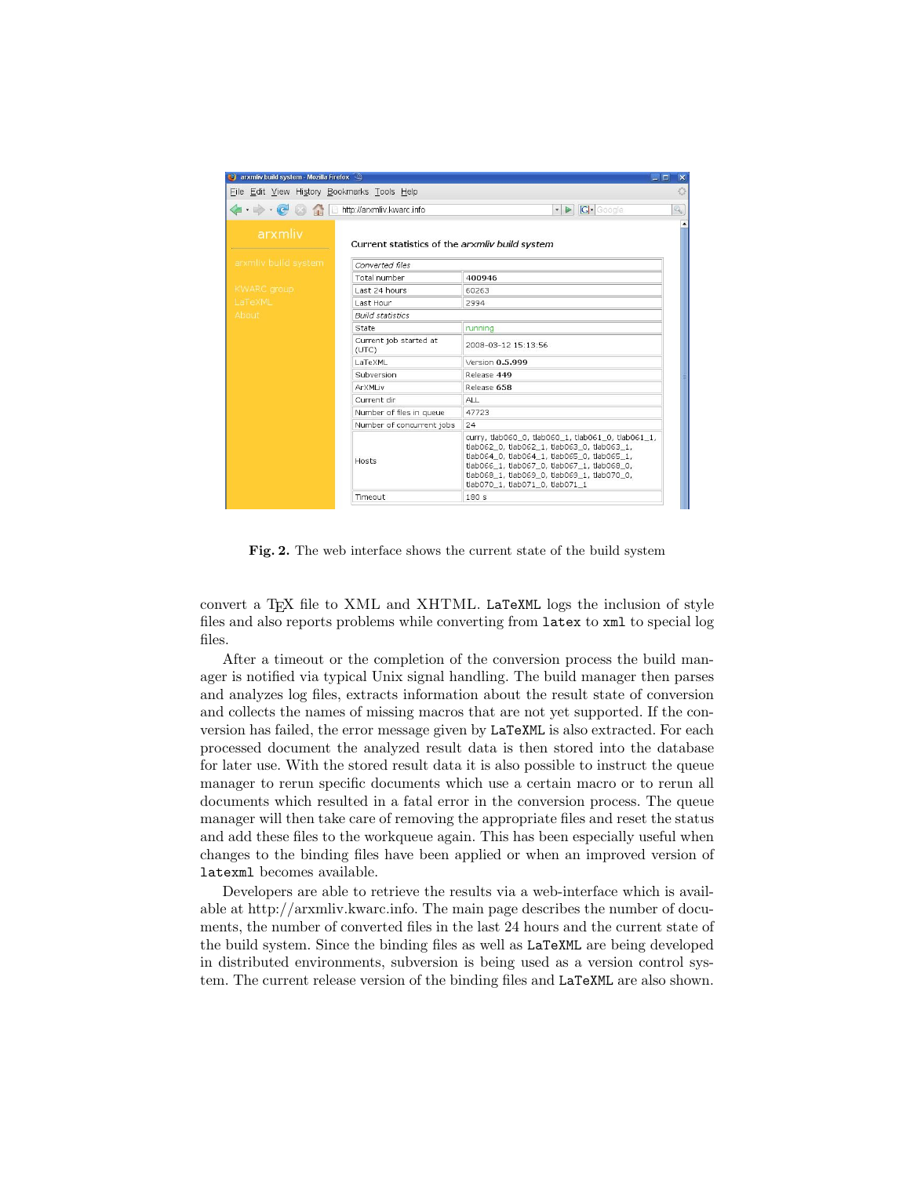Fig. 2. The web interface shows the current state of the build system

convert a TEX file to XML and XHTML. LaTeXML logs the inclusion of style files and also reports problems while converting from latex to xml to special log files.

After a timeout or the completion of the conversion process the build manager is notified via typical Unix signal handling. The build manager then parses and analyzes log files, extracts information about the result state of conversion and collects the names of missing macros that are not yet supported. If the conversion has failed, the error message given by LaTeXML is also extracted. For each processed document the analyzed result data is then stored into the database for later use. With the stored result data it is also possible to instruct the queue manager to rerun specific documents which use a certain macro or to rerun all documents which resulted in a fatal error in the conversion process. The queue manager will then take care of removing the appropriate files and reset the status and add these files to the workqueue again. This has been especially useful when changes to the binding files have been applied or when an improved version of latexml becomes available.

Developers are able to retrieve the results via a web-interface which is available at http://arxmliv.kwarc.info. The main page describes the number of documents, the number of converted files in the last 24 hours and the current state of the build system. Since the binding files as well as LaTeXML are being developed in distributed environments, subversion is being used as a version control system. The current release version of the binding files and LaTeXML are also shown.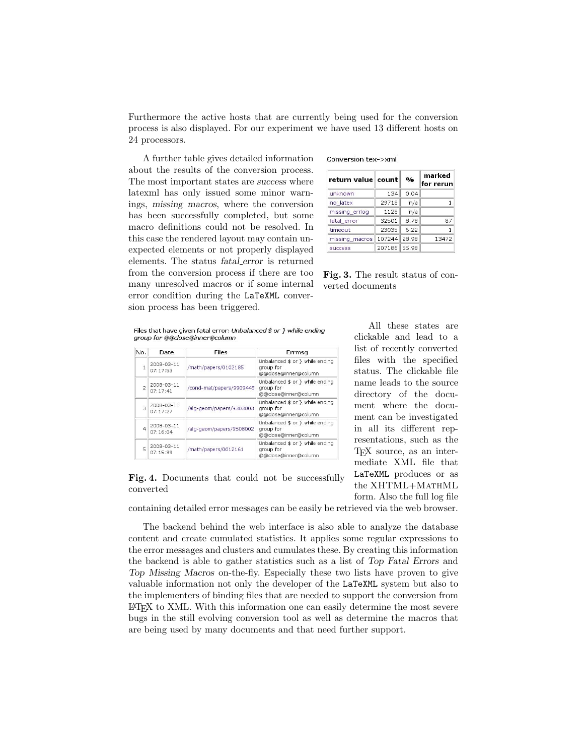Furthermore the active hosts that are currently being used for the conversion process is also displayed. For our experiment we have used 13 different hosts on 24 processors.

A further table gives detailed information about the results of the conversion process. The most important states are *success* where latexml has only issued some minor warnings, *missing macros*, where the conversion has been successfully completed, but some macro definitions could not be resolved. In this case the rendered layout may contain unexpected elements or not properly displayed elements. The status *fatal_error* is returned from the conversion process if there are too many unresolved macros or if some internal error condition during the LaTeXML conversion process has been triggered.

Conversion tex->xml

| return value | count | % | marked for rerun |
|---|---|---|---|
| unknown | 134 | 0.04 | |
| no_latex | 29718 | n/a | 1 |
| missing_errlog | 1128 | n/a | |
| fatal_error | 32501 | 8.78 | 87 |
| timeout | 23035 | 6.22 | 1 |
| missing_macros | 107244 | 28.98 | 13472 |
| success | 207186 | 55.98 | |

**Fig. 3.** The result status of converted documents

Files that have given fatal error: *Unbalanced $ or } while ending group for @@close@inner@column*

| No. | Date | Files | Errmsg |
|---|---|---|---|
| 1 | 2008-03-11 07:17:53 | /math/papers/0102185 | Unbalanced $ or } while ending group for @@close@inner@column |
| 2 | 2008-03-11 07:17:41 | /cond-mat/papers/9909445 | Unbalanced $ or } while ending group for @@close@inner@column |
| 3 | 2008-03-11 07:17:27 | /alg-geom/papers/9303003 | Unbalanced $ or } while ending group for @@close@inner@column |
| 4 | 2008-03-11 07:16:04 | /alg-geom/papers/9508002 | Unbalanced $ or } while ending group for @@close@inner@column |
| 5 | 2008-03-11 07:15:39 | /math/papers/0012161 | Unbalanced $ or } while ending group for @@close@inner@column |

**Fig. 4.** Documents that could not be successfully converted

All these states are clickable and lead to a list of recently converted files with the specified status. The clickable file name leads to the source directory of the document where the document can be investigated in all its different representations, such as the TeX source, as an intermediate XML file that LaTeXML produces or as the XHTML+MathML form. Also the full log file containing detailed error messages can be easily be retrieved via the web browser.

The backend behind the web interface is also able to analyze the database content and create cumulated statistics. It applies some regular expressions to the error messages and clusters and cumulates these. By creating this information the backend is able to gather statistics such as a list of *Top Fatal Errors* and *Top Missing Macros* on-the-fly. Especially these two lists have proven to give valuable information not only the developer of the LaTeXML system but also to the implementers of binding files that are needed to support the conversion from LaTeX to XML. With this information one can easily determine the most severe bugs in the still evolving conversion tool as well as determine the macros that are being used by many documents and that need further support.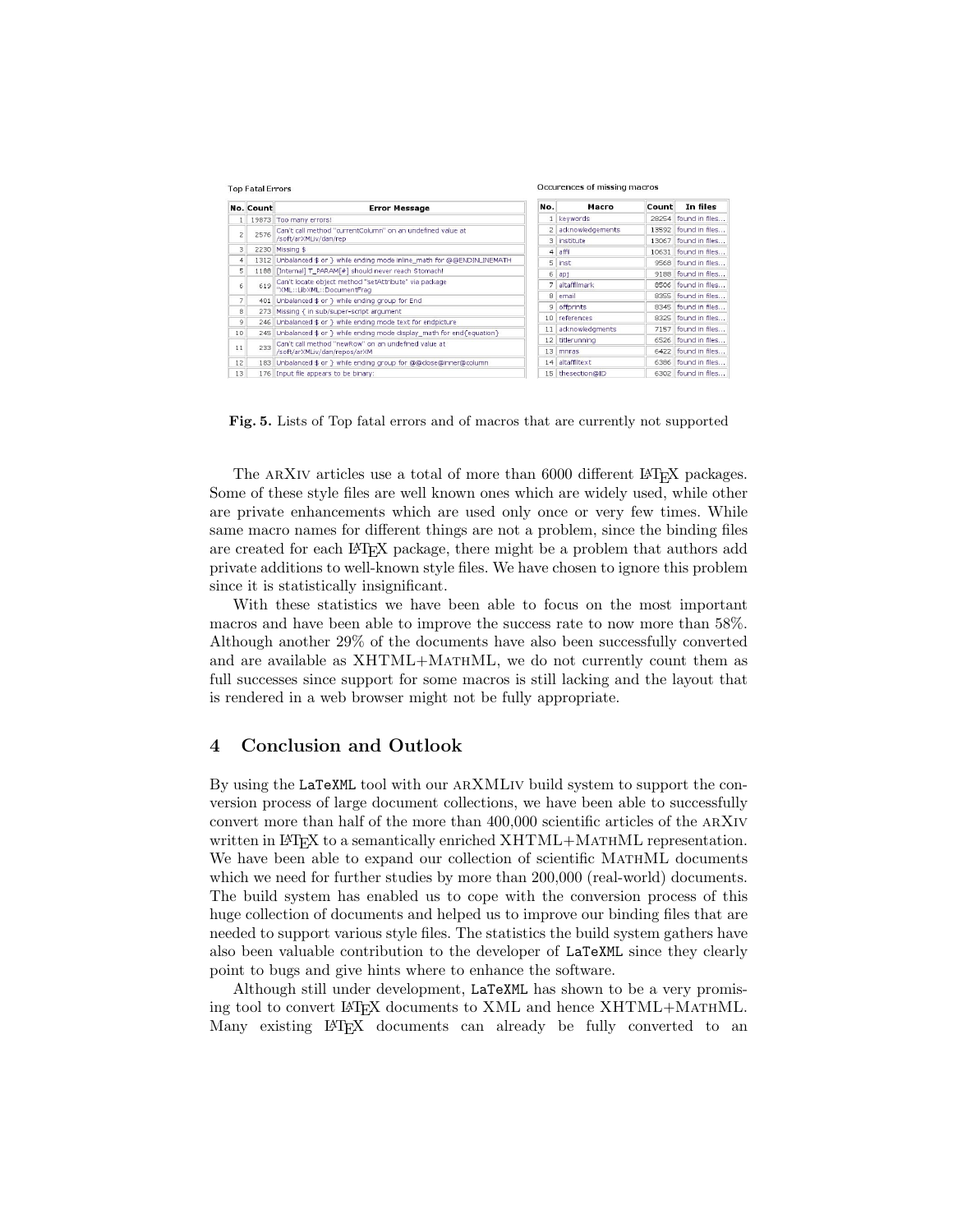Top Fatal Errors

| No. | Count | Error Message |
| --- | --- | --- |
| 1 | 19873 | Too many errors! |
| 2 | 2576 | Can't call method "currentColumn" on an undefined value at /soft/arXMLiv/dan/rep |
| 3 | 2230 | Missing $ |
| 4 | 1312 | Unbalanced $ or } while ending mode inline_math for @@ENDINLINEMATH |
| 5 | 1188 | [Internal] T_PARAM[#] should never reach Stomach! |
| 6 | 619 | Can't locate object method "setAttribute" via package "XML::LibXML::DocumentFrag |
| 7 | 401 | Unbalanced $ or } while ending group for End |
| 8 | 273 | Missing { in sub/super-script argument |
| 9 | 246 | Unbalanced $ or } while ending mode text for endpicture |
| 10 | 245 | Unbalanced $ or } while ending mode display_math for end{equation} |
| 11 | 233 | Can't call method "newRow" on an undefined value at /soft/arXMLiv/dan/repos/arXM |
| 12 | 183 | Unbalanced $ or } while ending group for @@close@inner@column |
| 13 | 176 | Input file appears to be binary: |

Occurences of missing macros

| No. | Macro | Count | In files |
| --- | --- | --- | --- |
| 1 | keywords | 28254 | found in files... |
| 2 | acknowledgements | 13592 | found in files... |
| 3 | institute | 13067 | found in files... |
| 4 | affil | 10631 | found in files... |
| 5 | inst | 9568 | found in files... |
| 6 | apj | 9188 | found in files... |
| 7 | altaffilmark | 8506 | found in files... |
| 8 | email | 8355 | found in files... |
| 9 | offprints | 8345 | found in files... |
| 10 | references | 8325 | found in files... |
| 11 | acknowledgments | 7157 | found in files... |
| 12 | titlerunning | 6526 | found in files... |
| 13 | mnras | 6422 | found in files... |
| 14 | altaffiltext | 6386 | found in files... |
| 15 | thesection@ID | 6302 | found in files... |

**Fig. 5.** Lists of Top fatal errors and of macros that are currently not supported

The ARXIV articles use a total of more than 6000 different LaTeX packages. Some of these style files are well known ones which are widely used, while other are private enhancements which are used only once or very few times. While same macro names for different things are not a problem, since the binding files are created for each LaTeX package, there might be a problem that authors add private additions to well-known style files. We have chosen to ignore this problem since it is statistically insignificant.

With these statistics we have been able to focus on the most important macros and have been able to improve the success rate to now more than 58%. Although another 29% of the documents have also been successfully converted and are available as XHTML+MATHML, we do not currently count them as full successes since support for some macros is still lacking and the layout that is rendered in a web browser might not be fully appropriate.

## 4 Conclusion and Outlook

By using the `LaTeXML` tool with our ARXMLIV build system to support the conversion process of large document collections, we have been able to successfully convert more than half of the more than 400,000 scientific articles of the ARXIV written in LaTeX to a semantically enriched XHTML+MATHML representation. We have been able to expand our collection of scientific MATHML documents which we need for further studies by more than 200,000 (real-world) documents. The build system has enabled us to cope with the conversion process of this huge collection of documents and helped us to improve our binding files that are needed to support various style files. The statistics the build system gathers have also been valuable contribution to the developer of `LaTeXML` since they clearly point to bugs and give hints where to enhance the software.

Although still under development, `LaTeXML` has shown to be a very promising tool to convert LaTeX documents to XML and hence XHTML+MATHML. Many existing LaTeX documents can already be fully converted to an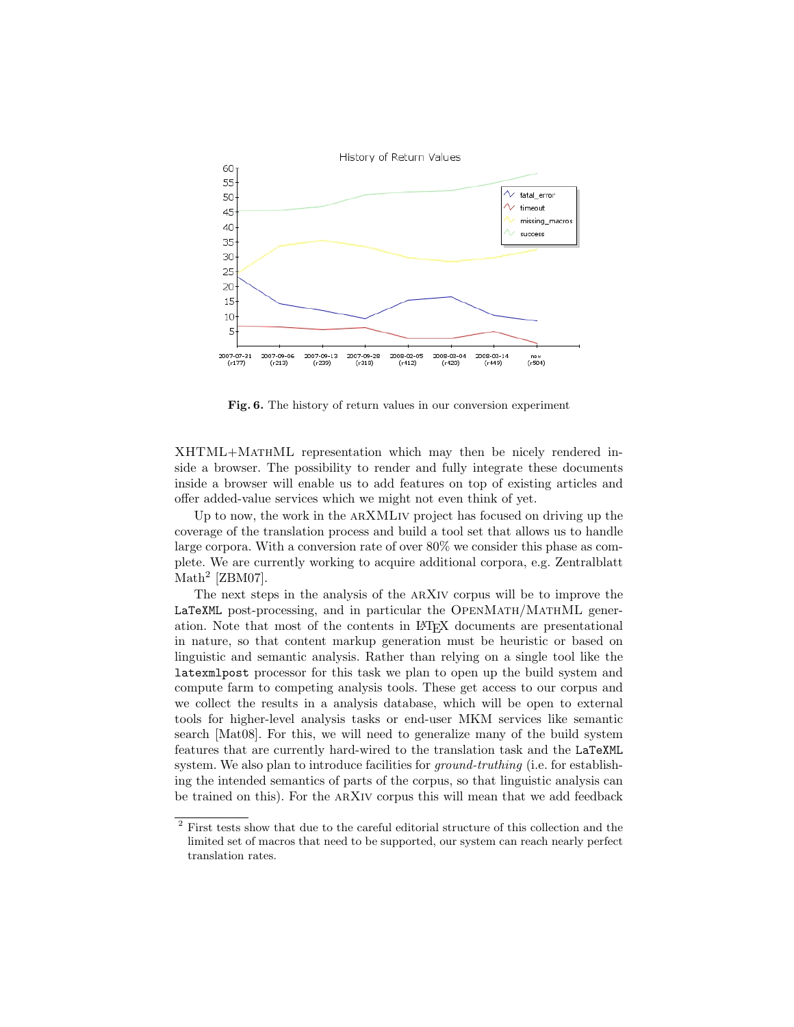History of Return Values

60
55
50
45
40
35
30
25
20
15
10
5

fatal_error
timeout
missing_macros
success

2007-07-31 (r177)
2007-09-06 (r213)
2007-09-13 (r239)
2007-09-28 (r318)
2008-02-05 (r412)
2008-03-04 (r420)
2008-03-14 (r449)
now (r504)

**Fig. 6.** The history of return values in our conversion experiment

XHTML+MathML representation which may then be nicely rendered inside a browser. The possibility to render and fully integrate these documents inside a browser will enable us to add features on top of existing articles and offer added-value services which we might not even think of yet.

Up to now, the work in the arXMLiv project has focused on driving up the coverage of the translation process and build a tool set that allows us to handle large corpora. With a conversion rate of over 80% we consider this phase as complete. We are currently working to acquire additional corpora, e.g. Zentralblatt Math[2] [ZBM07].

The next steps in the analysis of the arXiv corpus will be to improve the `LaTeXML` post-processing, and in particular the OpenMath/MathML generation. Note that most of the contents in LaTeX documents are presentational in nature, so that content markup generation must be heuristic or based on linguistic and semantic analysis. Rather than relying on a single tool like the `latexmlpost` processor for this task we plan to open up the build system and compute farm to competing analysis tools. These get access to our corpus and we collect the results in a analysis database, which will be open to external tools for higher-level analysis tasks or end-user MKM services like semantic search [Mat08]. For this, we will need to generalize many of the build system features that are currently hard-wired to the translation task and the `LaTeXML` system. We also plan to introduce facilities for *ground-truthing* (i.e. for establishing the intended semantics of parts of the corpus, so that linguistic analysis can be trained on this). For the arXiv corpus this will mean that we add feedback

[2] First tests show that due to the careful editorial structure of this collection and the limited set of macros that need to be supported, our system can reach nearly perfect translation rates.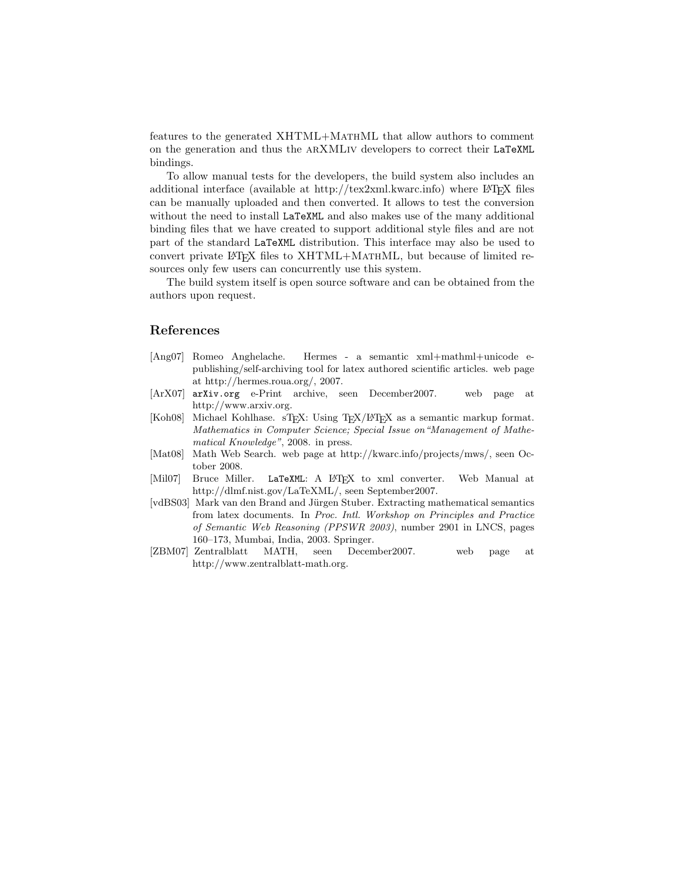features to the generated XHTML+MathML that allow authors to comment on the generation and thus the arXMLiv developers to correct their `LaTeXML` bindings.

To allow manual tests for the developers, the build system also includes an additional interface (available at http://tex2xml.kwarc.info) where LaTeX files can be manually uploaded and then converted. It allows to test the conversion without the need to install `LaTeXML` and also makes use of the many additional binding files that we have created to support additional style files and are not part of the standard `LaTeXML` distribution. This interface may also be used to convert private LaTeX files to XHTML+MathML, but because of limited resources only few users can concurrently use this system.

The build system itself is open source software and can be obtained from the authors upon request.

## References

[Ang07] Romeo Anghelache. Hermes - a semantic xml+mathml+unicode e-publishing/self-archiving tool for latex authored scientific articles. web page at http://hermes.roua.org/, 2007.

[ArX07] `arXiv.org` e-Print archive, seen December2007. web page at http://www.arxiv.org.

[Koh08] Michael Kohlhase. sTeX: Using TeX/LaTeX as a semantic markup format. *Mathematics in Computer Science; Special Issue on "Management of Mathematical Knowledge"*, 2008. in press.

[Mat08] Math Web Search. web page at http://kwarc.info/projects/mws/, seen October 2008.

[Mil07] Bruce Miller. `LaTeXML`: A LaTeX to xml converter. Web Manual at http://dlmf.nist.gov/LaTeXML/, seen September2007.

[vdBS03] Mark van den Brand and Jürgen Stuber. Extracting mathematical semantics from latex documents. In *Proc. Intl. Workshop on Principles and Practice of Semantic Web Reasoning (PPSWR 2003)*, number 2901 in LNCS, pages 160–173, Mumbai, India, 2003. Springer.

[ZBM07] Zentralblatt MATH, seen December2007. web page at http://www.zentralblatt-math.org.